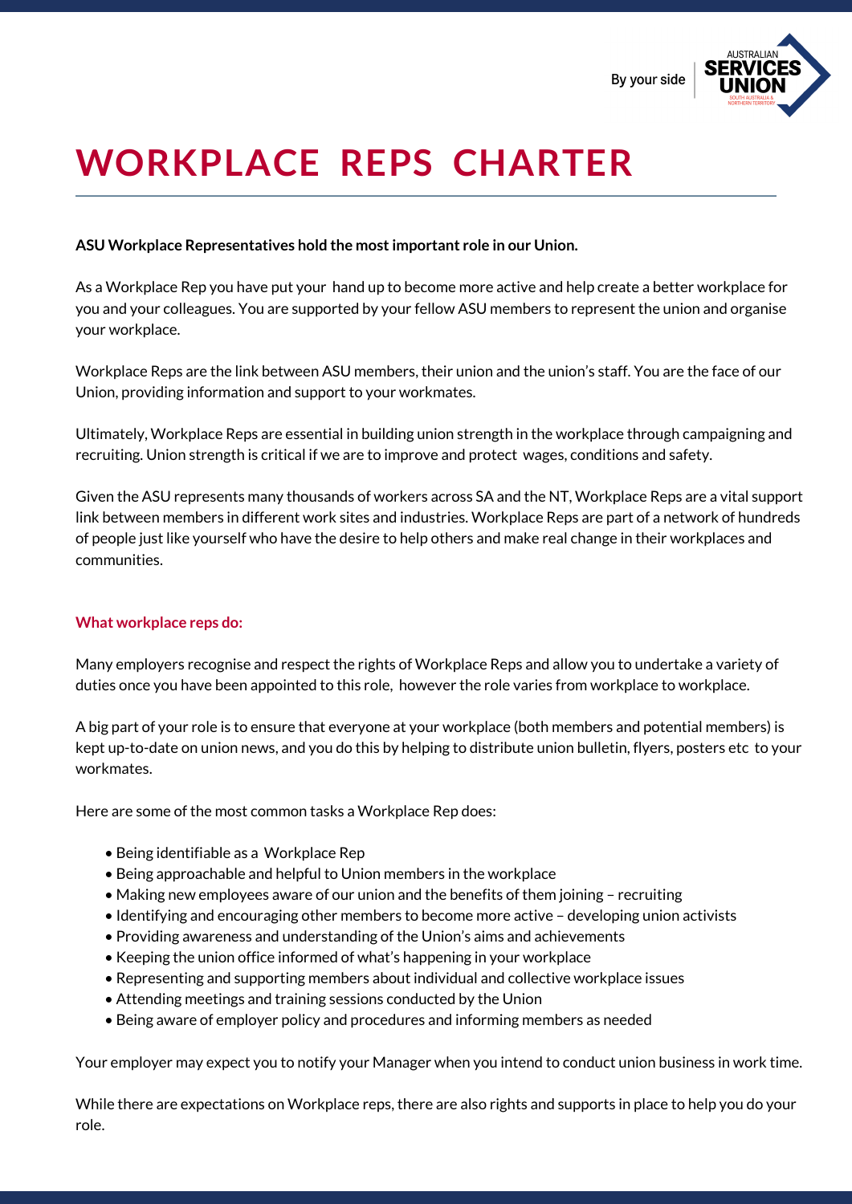By your side

# WORKPLACE REPS CHARTER

**ASU Workplace Representatives hold the most important role in our Union.**

As a Workplace Rep you have put your hand up to become more active and help create a better workplace for you and your colleagues. You are supported by your fellow ASU members to represent the union and organise your workplace.

Workplace Reps are the link between ASU members, their union and the union's staff. You are the face of our Union, providing information and support to your workmates.

Ultimately, Workplace Reps are essential in building union strength in the workplace through campaigning and recruiting. Union strength is critical if we are to improve and protect wages, conditions and safety.

Given the ASU represents many thousands of workers across SA and the NT, Workplace Reps are a vital support link between members in different work sites and industries. Workplace Reps are part of a network of hundreds of people just like yourself who have the desire to help others and make real change in their workplaces and communities.

## What workplace reps do:

Many employers recognise and respect the rights of Workplace Reps and allow you to undertake a variety of duties once you have been appointed to this role, however the role varies from workplace to workplace.

A big part of your role is to ensure that everyone at your workplace (both members and potential members) is kept up-to-date on union news, and you do this by helping to distribute union bulletin, flyers, posters etc to your workmates.

Here are some of the most common tasks a Workplace Rep does:

- Being identifiable as a Workplace Rep
- Being approachable and helpful to Union members in the workplace
- Making new employees aware of our union and the benefits of them joining – recruiting
- Identifying and encouraging other members to become more active – developing union activists
- Providing awareness and understanding of the Union's aims and achievements
- Keeping the union office informed of what's happening in your workplace
- Representing and supporting members about individual and collective workplace issues
- Attending meetings and training sessions conducted by the Union
- Being aware of employer policy and procedures and informing members as needed

Your employer may expect you to notify your Manager when you intend to conduct union business in work time.

While there are expectations on Workplace reps, there are also rights and supports in place to help you do your role.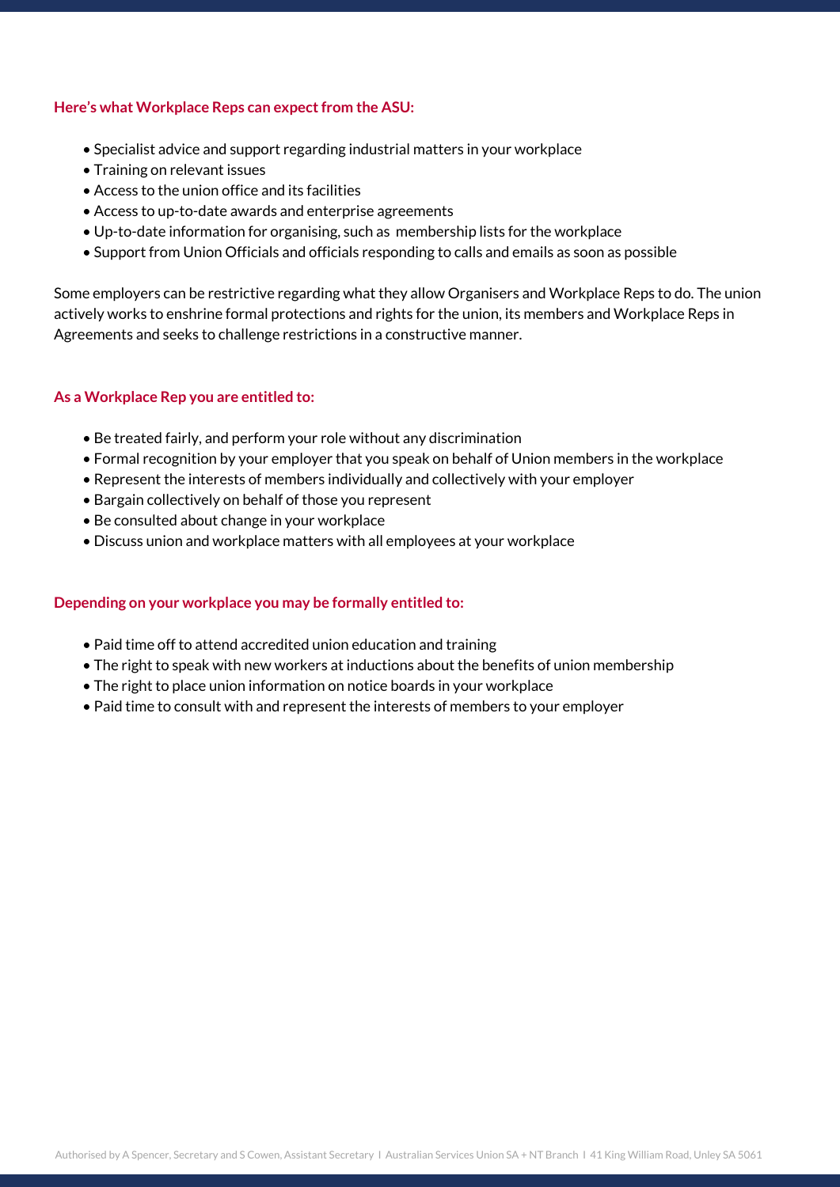**Here's what Workplace Reps can expect from the ASU:**

- Specialist advice and support regarding industrial matters in your workplace
- Training on relevant issues
- Access to the union office and its facilities
- Access to up-to-date awards and enterprise agreements
- Up-to-date information for organising, such as membership lists for the workplace
- Support from Union Officials and officials responding to calls and emails as soon as possible

Some employers can be restrictive regarding what they allow Organisers and Workplace Reps to do. The union actively works to enshrine formal protections and rights for the union, its members and Workplace Reps in Agreements and seeks to challenge restrictions in a constructive manner.

**As a Workplace Rep you are entitled to:**

- Be treated fairly, and perform your role without any discrimination
- Formal recognition by your employer that you speak on behalf of Union members in the workplace
- Represent the interests of members individually and collectively with your employer
- Bargain collectively on behalf of those you represent
- Be consulted about change in your workplace
- Discuss union and workplace matters with all employees at your workplace

**Depending on your workplace you may be formally entitled to:**

- Paid time off to attend accredited union education and training
- The right to speak with new workers at inductions about the benefits of union membership
- The right to place union information on notice boards in your workplace
- Paid time to consult with and represent the interests of members to your employer

Authorised by A Spencer, Secretary and S Cowen, Assistant Secretary I Australian Services Union SA + NT Branch I 41 King William Road, Unley SA 5061